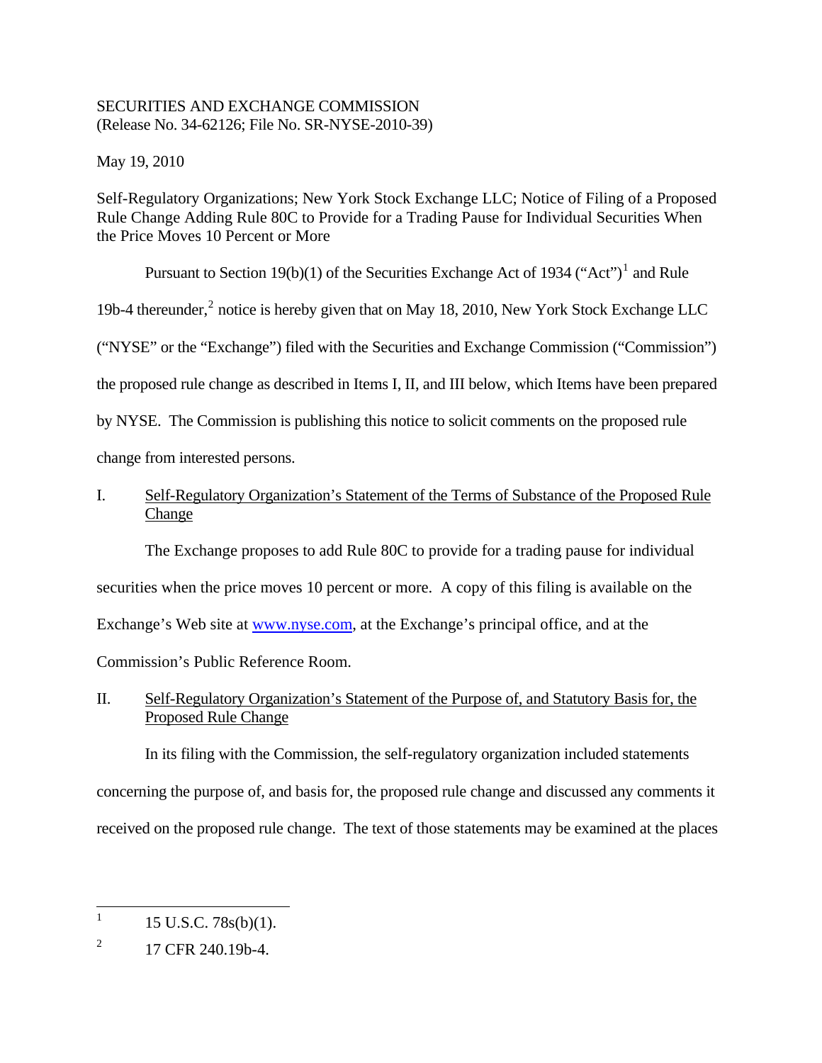SECURITIES AND EXCHANGE COMMISSION
(Release No. 34-62126; File No. SR-NYSE-2010-39)

May 19, 2010

Self-Regulatory Organizations; New York Stock Exchange LLC; Notice of Filing of a Proposed Rule Change Adding Rule 80C to Provide for a Trading Pause for Individual Securities When the Price Moves 10 Percent or More

Pursuant to Section 19(b)(1) of the Securities Exchange Act of 1934 ("Act")[1] and Rule 19b-4 thereunder,[2] notice is hereby given that on May 18, 2010, New York Stock Exchange LLC ("NYSE" or the "Exchange") filed with the Securities and Exchange Commission ("Commission") the proposed rule change as described in Items I, II, and III below, which Items have been prepared by NYSE. The Commission is publishing this notice to solicit comments on the proposed rule change from interested persons.

## I. Self-Regulatory Organization's Statement of the Terms of Substance of the Proposed Rule Change

The Exchange proposes to add Rule 80C to provide for a trading pause for individual securities when the price moves 10 percent or more. A copy of this filing is available on the Exchange's Web site at www.nyse.com, at the Exchange's principal office, and at the Commission's Public Reference Room.

## II. Self-Regulatory Organization's Statement of the Purpose of, and Statutory Basis for, the Proposed Rule Change

In its filing with the Commission, the self-regulatory organization included statements concerning the purpose of, and basis for, the proposed rule change and discussed any comments it received on the proposed rule change. The text of those statements may be examined at the places

---

[1] 15 U.S.C. 78s(b)(1).

[2] 17 CFR 240.19b-4.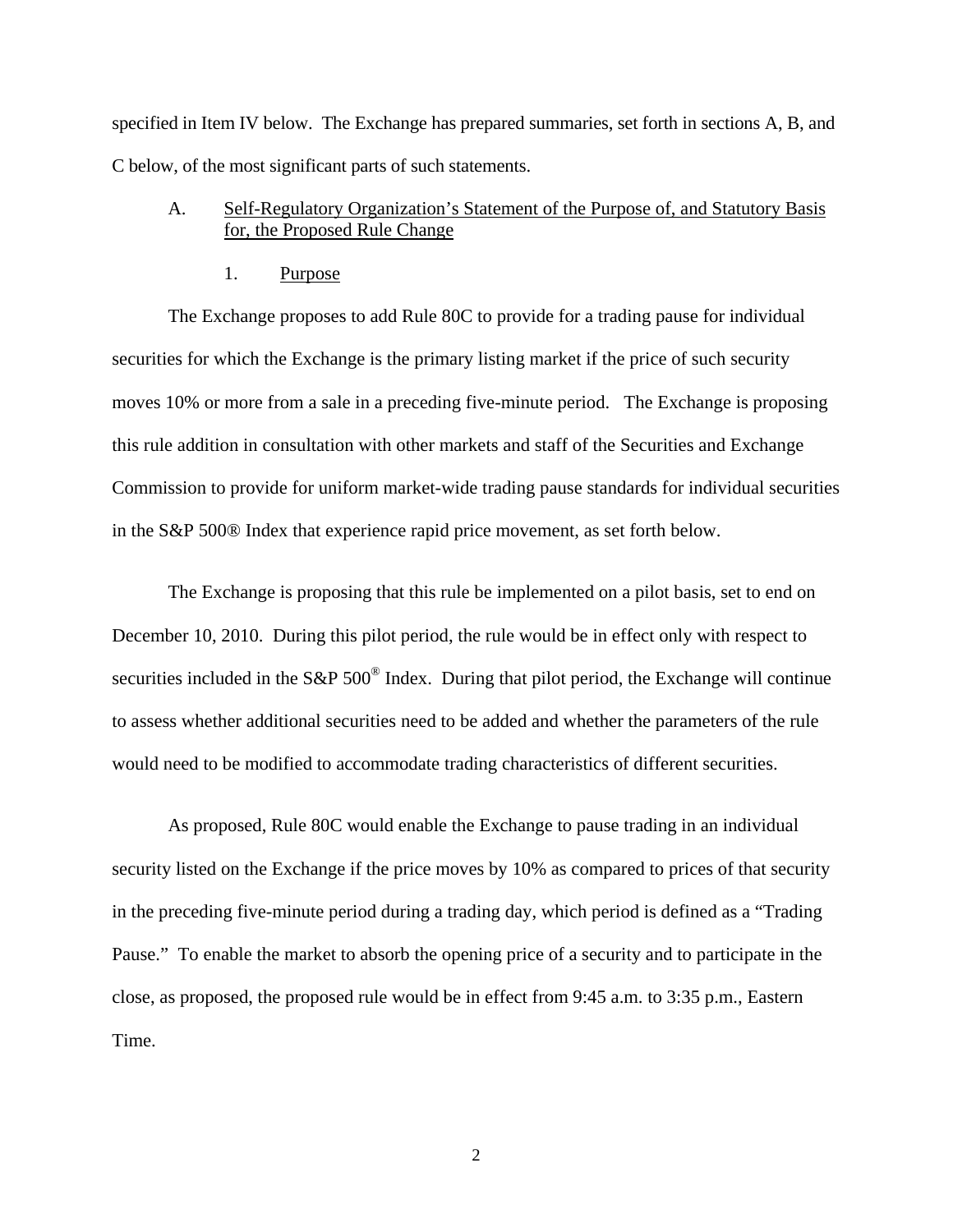specified in Item IV below. The Exchange has prepared summaries, set forth in sections A, B, and C below, of the most significant parts of such statements.

A. Self-Regulatory Organization's Statement of the Purpose of, and Statutory Basis for, the Proposed Rule Change

1. Purpose

The Exchange proposes to add Rule 80C to provide for a trading pause for individual securities for which the Exchange is the primary listing market if the price of such security moves 10% or more from a sale in a preceding five-minute period. The Exchange is proposing this rule addition in consultation with other markets and staff of the Securities and Exchange Commission to provide for uniform market-wide trading pause standards for individual securities in the S&P 500® Index that experience rapid price movement, as set forth below.

The Exchange is proposing that this rule be implemented on a pilot basis, set to end on December 10, 2010. During this pilot period, the rule would be in effect only with respect to securities included in the S&P 500® Index. During that pilot period, the Exchange will continue to assess whether additional securities need to be added and whether the parameters of the rule would need to be modified to accommodate trading characteristics of different securities.

As proposed, Rule 80C would enable the Exchange to pause trading in an individual security listed on the Exchange if the price moves by 10% as compared to prices of that security in the preceding five-minute period during a trading day, which period is defined as a "Trading Pause." To enable the market to absorb the opening price of a security and to participate in the close, as proposed, the proposed rule would be in effect from 9:45 a.m. to 3:35 p.m., Eastern Time.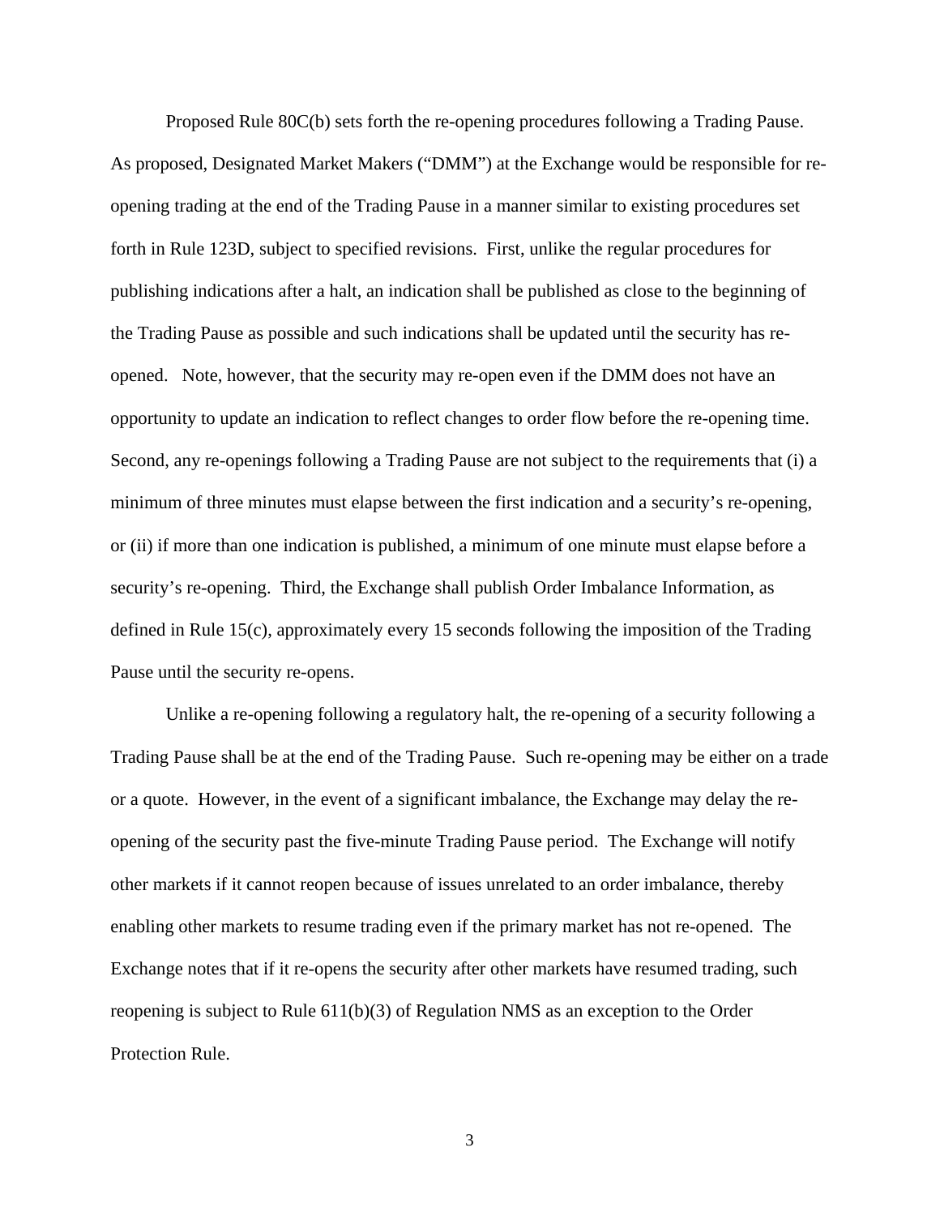Proposed Rule 80C(b) sets forth the re-opening procedures following a Trading Pause. As proposed, Designated Market Makers ("DMM") at the Exchange would be responsible for re-opening trading at the end of the Trading Pause in a manner similar to existing procedures set forth in Rule 123D, subject to specified revisions. First, unlike the regular procedures for publishing indications after a halt, an indication shall be published as close to the beginning of the Trading Pause as possible and such indications shall be updated until the security has re-opened. Note, however, that the security may re-open even if the DMM does not have an opportunity to update an indication to reflect changes to order flow before the re-opening time. Second, any re-openings following a Trading Pause are not subject to the requirements that (i) a minimum of three minutes must elapse between the first indication and a security's re-opening, or (ii) if more than one indication is published, a minimum of one minute must elapse before a security's re-opening. Third, the Exchange shall publish Order Imbalance Information, as defined in Rule 15(c), approximately every 15 seconds following the imposition of the Trading Pause until the security re-opens.

Unlike a re-opening following a regulatory halt, the re-opening of a security following a Trading Pause shall be at the end of the Trading Pause. Such re-opening may be either on a trade or a quote. However, in the event of a significant imbalance, the Exchange may delay the re-opening of the security past the five-minute Trading Pause period. The Exchange will notify other markets if it cannot reopen because of issues unrelated to an order imbalance, thereby enabling other markets to resume trading even if the primary market has not re-opened. The Exchange notes that if it re-opens the security after other markets have resumed trading, such reopening is subject to Rule 611(b)(3) of Regulation NMS as an exception to the Order Protection Rule.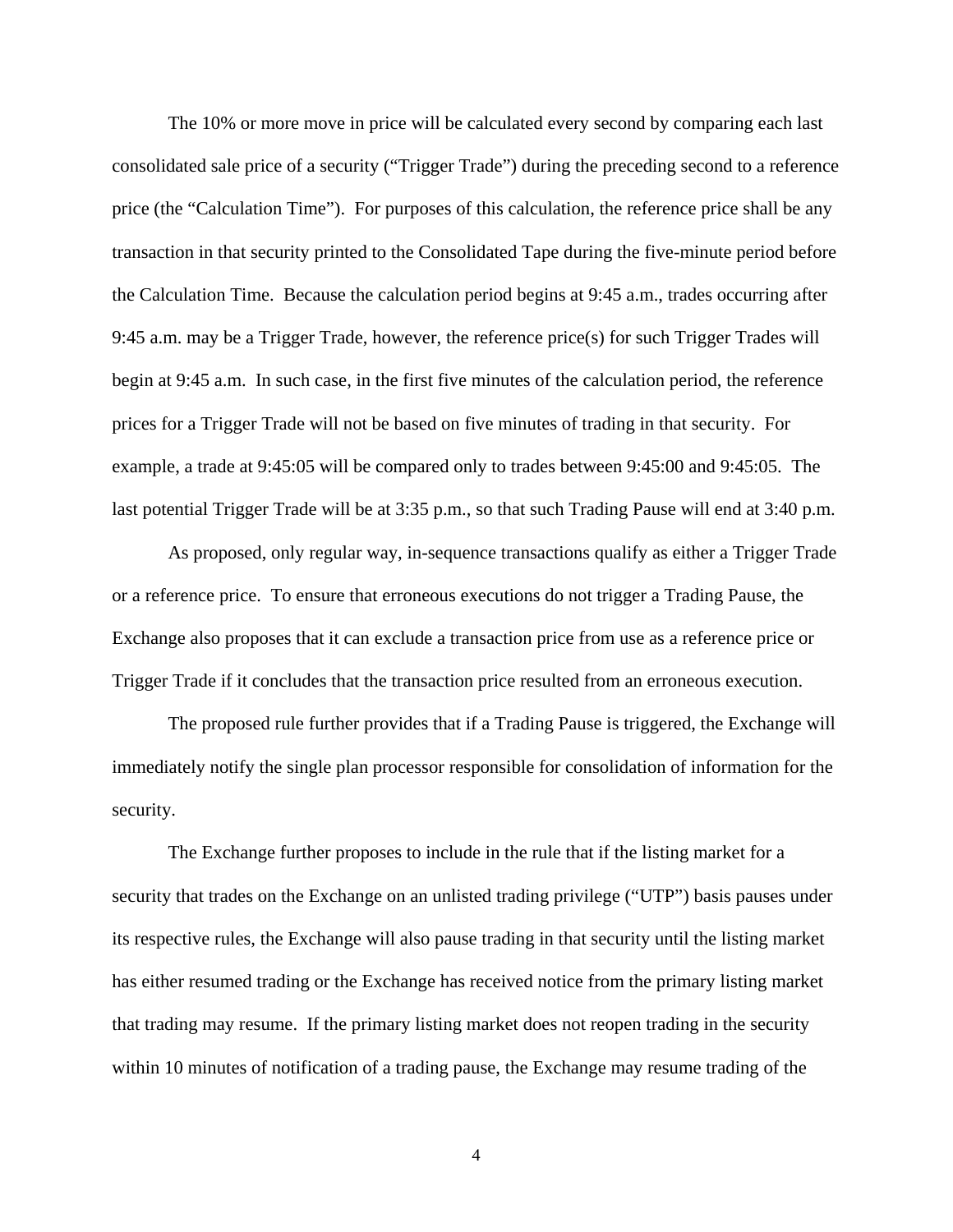The 10% or more move in price will be calculated every second by comparing each last consolidated sale price of a security ("Trigger Trade") during the preceding second to a reference price (the "Calculation Time"). For purposes of this calculation, the reference price shall be any transaction in that security printed to the Consolidated Tape during the five-minute period before the Calculation Time. Because the calculation period begins at 9:45 a.m., trades occurring after 9:45 a.m. may be a Trigger Trade, however, the reference price(s) for such Trigger Trades will begin at 9:45 a.m. In such case, in the first five minutes of the calculation period, the reference prices for a Trigger Trade will not be based on five minutes of trading in that security. For example, a trade at 9:45:05 will be compared only to trades between 9:45:00 and 9:45:05. The last potential Trigger Trade will be at 3:35 p.m., so that such Trading Pause will end at 3:40 p.m.

As proposed, only regular way, in-sequence transactions qualify as either a Trigger Trade or a reference price. To ensure that erroneous executions do not trigger a Trading Pause, the Exchange also proposes that it can exclude a transaction price from use as a reference price or Trigger Trade if it concludes that the transaction price resulted from an erroneous execution.

The proposed rule further provides that if a Trading Pause is triggered, the Exchange will immediately notify the single plan processor responsible for consolidation of information for the security.

The Exchange further proposes to include in the rule that if the listing market for a security that trades on the Exchange on an unlisted trading privilege ("UTP") basis pauses under its respective rules, the Exchange will also pause trading in that security until the listing market has either resumed trading or the Exchange has received notice from the primary listing market that trading may resume. If the primary listing market does not reopen trading in the security within 10 minutes of notification of a trading pause, the Exchange may resume trading of the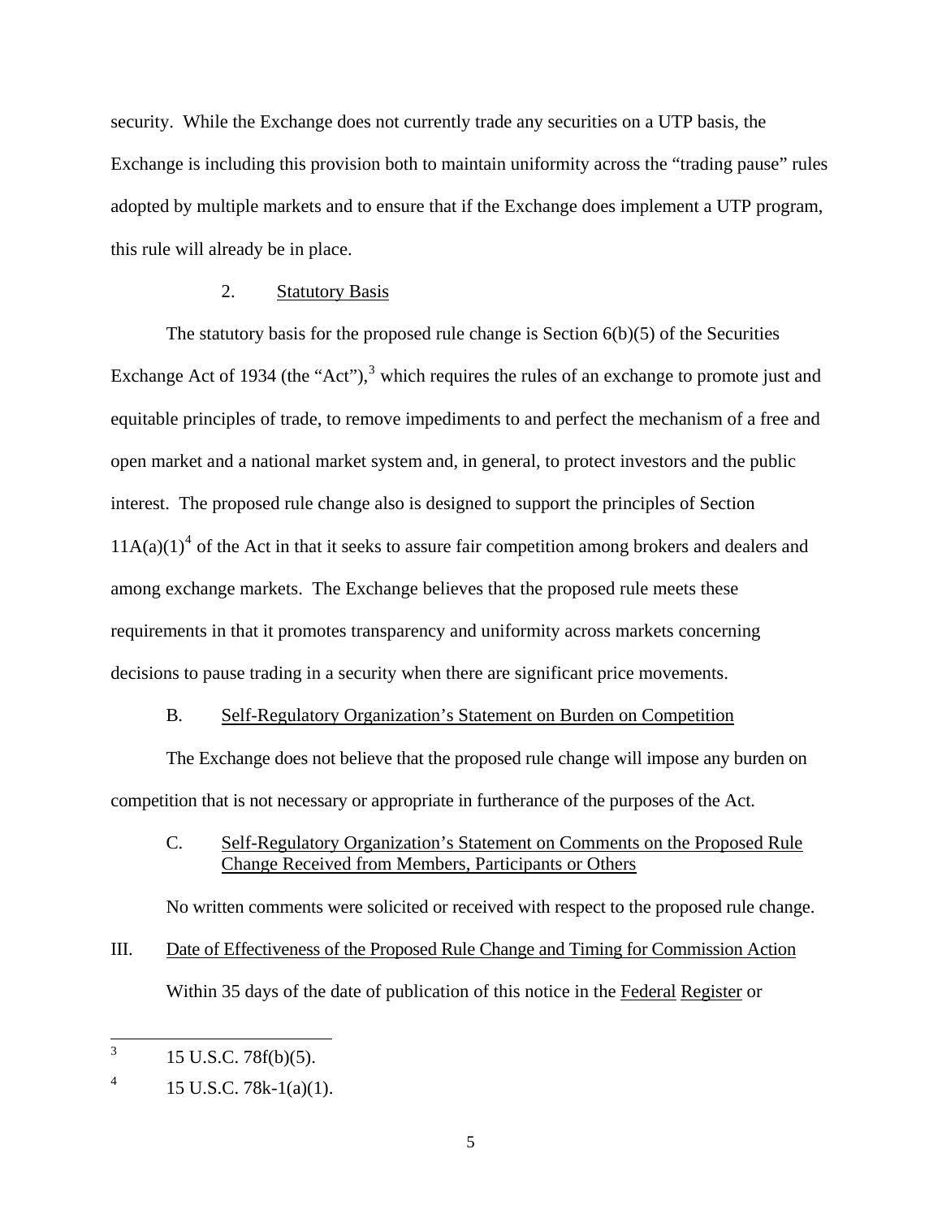security. While the Exchange does not currently trade any securities on a UTP basis, the Exchange is including this provision both to maintain uniformity across the "trading pause" rules adopted by multiple markets and to ensure that if the Exchange does implement a UTP program, this rule will already be in place.

2. Statutory Basis

The statutory basis for the proposed rule change is Section 6(b)(5) of the Securities Exchange Act of 1934 (the "Act"),[3] which requires the rules of an exchange to promote just and equitable principles of trade, to remove impediments to and perfect the mechanism of a free and open market and a national market system and, in general, to protect investors and the public interest. The proposed rule change also is designed to support the principles of Section 11A(a)(1)[4] of the Act in that it seeks to assure fair competition among brokers and dealers and among exchange markets. The Exchange believes that the proposed rule meets these requirements in that it promotes transparency and uniformity across markets concerning decisions to pause trading in a security when there are significant price movements.

B. Self-Regulatory Organization's Statement on Burden on Competition

The Exchange does not believe that the proposed rule change will impose any burden on competition that is not necessary or appropriate in furtherance of the purposes of the Act.

C. Self-Regulatory Organization's Statement on Comments on the Proposed Rule Change Received from Members, Participants or Others

No written comments were solicited or received with respect to the proposed rule change.

III. Date of Effectiveness of the Proposed Rule Change and Timing for Commission Action

Within 35 days of the date of publication of this notice in the Federal Register or

---

[3] 15 U.S.C. 78f(b)(5).

[4] 15 U.S.C. 78k-1(a)(1).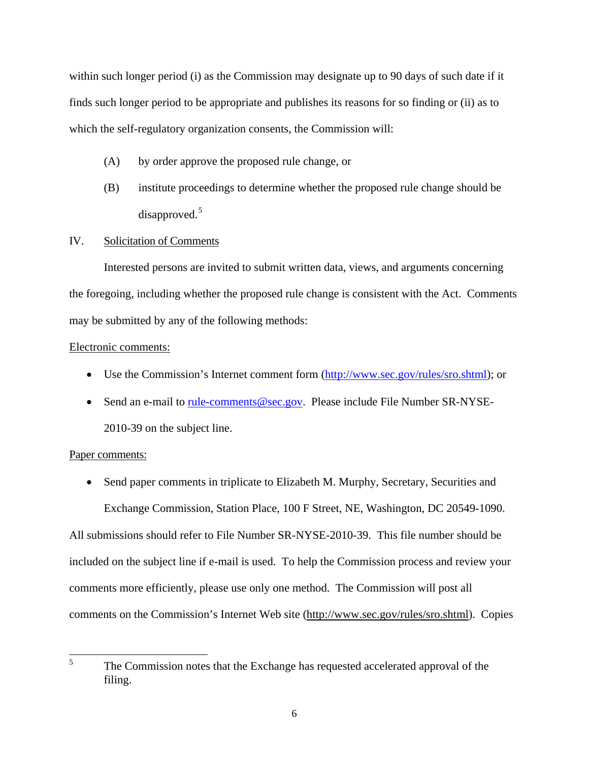within such longer period (i) as the Commission may designate up to 90 days of such date if it finds such longer period to be appropriate and publishes its reasons for so finding or (ii) as to which the self-regulatory organization consents, the Commission will:

(A) by order approve the proposed rule change, or

(B) institute proceedings to determine whether the proposed rule change should be disapproved.[5]

IV. Solicitation of Comments

Interested persons are invited to submit written data, views, and arguments concerning the foregoing, including whether the proposed rule change is consistent with the Act. Comments may be submitted by any of the following methods:

Electronic comments:

- Use the Commission's Internet comment form (http://www.sec.gov/rules/sro.shtml); or
- Send an e-mail to rule-comments@sec.gov. Please include File Number SR-NYSE-2010-39 on the subject line.

Paper comments:

- Send paper comments in triplicate to Elizabeth M. Murphy, Secretary, Securities and Exchange Commission, Station Place, 100 F Street, NE, Washington, DC 20549-1090.

All submissions should refer to File Number SR-NYSE-2010-39. This file number should be included on the subject line if e-mail is used. To help the Commission process and review your comments more efficiently, please use only one method. The Commission will post all comments on the Commission's Internet Web site (http://www.sec.gov/rules/sro.shtml). Copies

---

[5] The Commission notes that the Exchange has requested accelerated approval of the filing.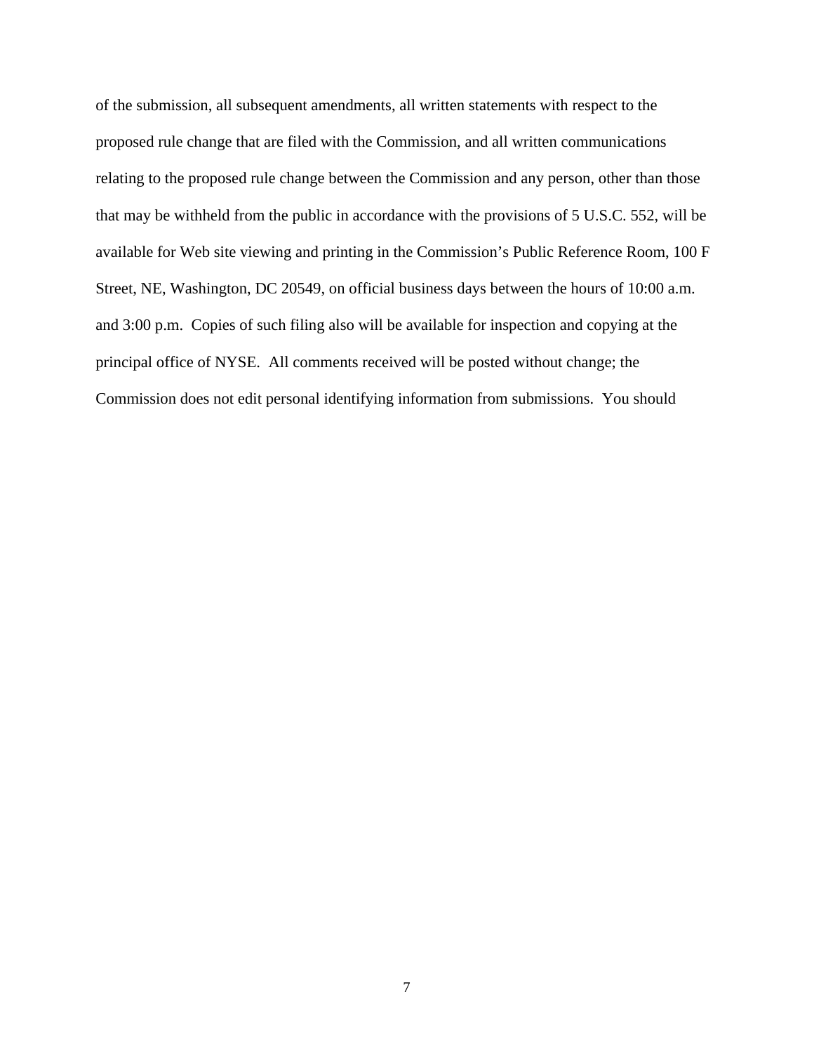of the submission, all subsequent amendments, all written statements with respect to the proposed rule change that are filed with the Commission, and all written communications relating to the proposed rule change between the Commission and any person, other than those that may be withheld from the public in accordance with the provisions of 5 U.S.C. 552, will be available for Web site viewing and printing in the Commission's Public Reference Room, 100 F Street, NE, Washington, DC 20549, on official business days between the hours of 10:00 a.m. and 3:00 p.m. Copies of such filing also will be available for inspection and copying at the principal office of NYSE. All comments received will be posted without change; the Commission does not edit personal identifying information from submissions. You should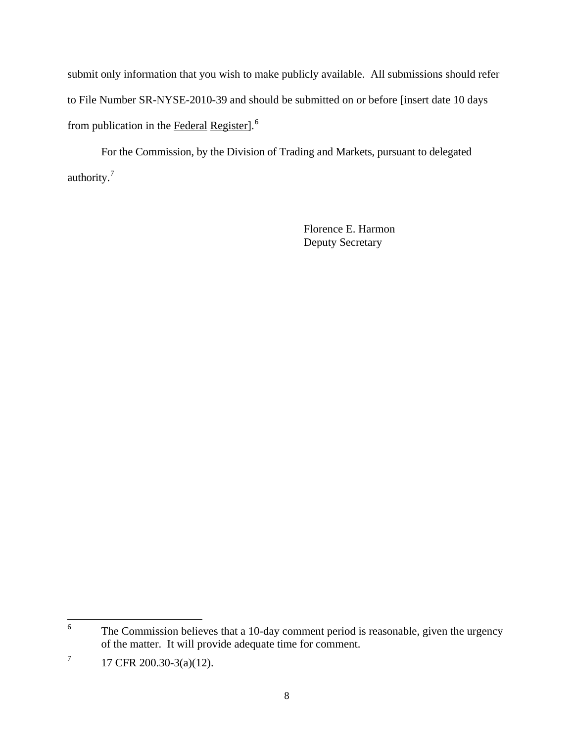submit only information that you wish to make publicly available. All submissions should refer to File Number SR-NYSE-2010-39 and should be submitted on or before [insert date 10 days from publication in the Federal Register].[6]

For the Commission, by the Division of Trading and Markets, pursuant to delegated authority.[7]

Florence E. Harmon
Deputy Secretary

---

[6] The Commission believes that a 10-day comment period is reasonable, given the urgency of the matter. It will provide adequate time for comment.

[7] 17 CFR 200.30-3(a)(12).